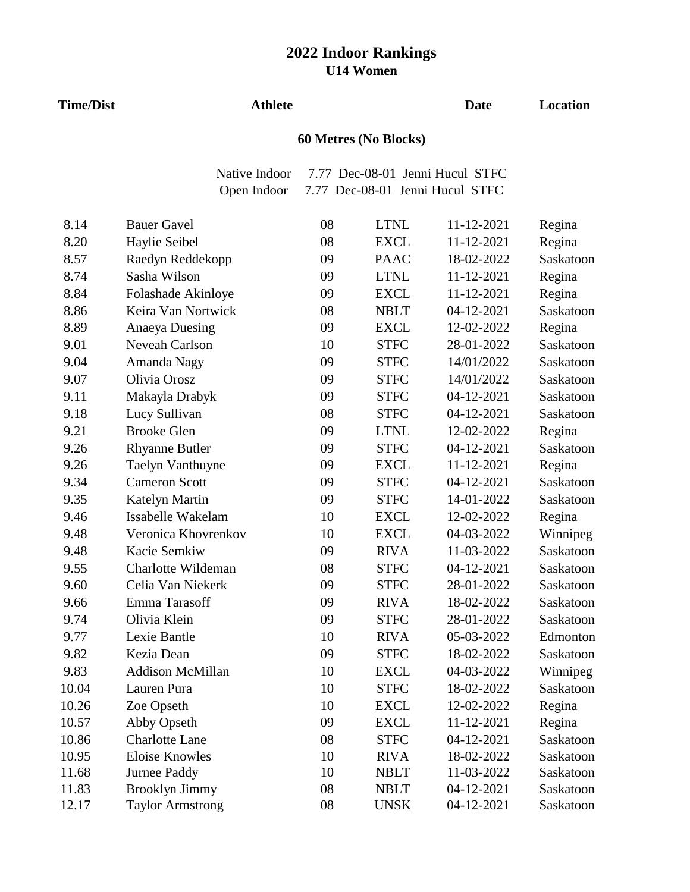# 2022 Indoor Rankings

## U14 Women

### 60 Metres (No Blocks)

| | | | | | |
|---|---|---|---|---|---|
| Native Indoor | 7.77 | Dec-08-01 | Jenni Hucul | STFC | |
| Open Indoor | 7.77 | Dec-08-01 | Jenni Hucul | STFC | |

| Time/Dist | Athlete | | | Date | Location |
|---|---|---|---|---|---|
| 8.14 | Bauer Gavel | 08 | LTNL | 11-12-2021 | Regina |
| 8.20 | Haylie Seibel | 08 | EXCL | 11-12-2021 | Regina |
| 8.57 | Raedyn Reddekopp | 09 | PAAC | 18-02-2022 | Saskatoon |
| 8.74 | Sasha Wilson | 09 | LTNL | 11-12-2021 | Regina |
| 8.84 | Folashade Akinloye | 09 | EXCL | 11-12-2021 | Regina |
| 8.86 | Keira Van Nortwick | 08 | NBLT | 04-12-2021 | Saskatoon |
| 8.89 | Anaeya Duesing | 09 | EXCL | 12-02-2022 | Regina |
| 9.01 | Neveah Carlson | 10 | STFC | 28-01-2022 | Saskatoon |
| 9.04 | Amanda Nagy | 09 | STFC | 14/01/2022 | Saskatoon |
| 9.07 | Olivia Orosz | 09 | STFC | 14/01/2022 | Saskatoon |
| 9.11 | Makayla Drabyk | 09 | STFC | 04-12-2021 | Saskatoon |
| 9.18 | Lucy Sullivan | 08 | STFC | 04-12-2021 | Saskatoon |
| 9.21 | Brooke Glen | 09 | LTNL | 12-02-2022 | Regina |
| 9.26 | Rhyanne Butler | 09 | STFC | 04-12-2021 | Saskatoon |
| 9.26 | Taelyn Vanthuyne | 09 | EXCL | 11-12-2021 | Regina |
| 9.34 | Cameron Scott | 09 | STFC | 04-12-2021 | Saskatoon |
| 9.35 | Katelyn Martin | 09 | STFC | 14-01-2022 | Saskatoon |
| 9.46 | Issabelle Wakelam | 10 | EXCL | 12-02-2022 | Regina |
| 9.48 | Veronica Khovrenkov | 10 | EXCL | 04-03-2022 | Winnipeg |
| 9.48 | Kacie Semkiw | 09 | RIVA | 11-03-2022 | Saskatoon |
| 9.55 | Charlotte Wildeman | 08 | STFC | 04-12-2021 | Saskatoon |
| 9.60 | Celia Van Niekerk | 09 | STFC | 28-01-2022 | Saskatoon |
| 9.66 | Emma Tarasoff | 09 | RIVA | 18-02-2022 | Saskatoon |
| 9.74 | Olivia Klein | 09 | STFC | 28-01-2022 | Saskatoon |
| 9.77 | Lexie Bantle | 10 | RIVA | 05-03-2022 | Edmonton |
| 9.82 | Kezia Dean | 09 | STFC | 18-02-2022 | Saskatoon |
| 9.83 | Addison McMillan | 10 | EXCL | 04-03-2022 | Winnipeg |
| 10.04 | Lauren Pura | 10 | STFC | 18-02-2022 | Saskatoon |
| 10.26 | Zoe Opseth | 10 | EXCL | 12-02-2022 | Regina |
| 10.57 | Abby Opseth | 09 | EXCL | 11-12-2021 | Regina |
| 10.86 | Charlotte Lane | 08 | STFC | 04-12-2021 | Saskatoon |
| 10.95 | Eloise Knowles | 10 | RIVA | 18-02-2022 | Saskatoon |
| 11.68 | Jurnee Paddy | 10 | NBLT | 11-03-2022 | Saskatoon |
| 11.83 | Brooklyn Jimmy | 08 | NBLT | 04-12-2021 | Saskatoon |
| 12.17 | Taylor Armstrong | 08 | UNSK | 04-12-2021 | Saskatoon |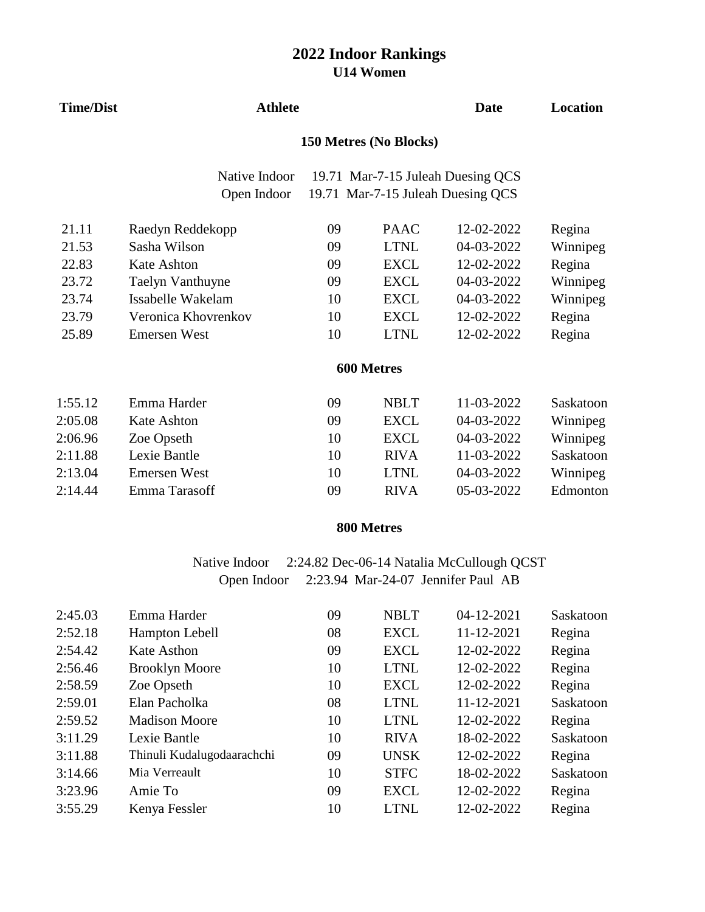# 2022 Indoor Rankings

## U14 Women

### 150 Metres (No Blocks)

Native Indoor 19.71 Mar-7-15 Juleah Duesing QCS
Open Indoor 19.71 Mar-7-15 Juleah Duesing QCS

| Time/Dist | Athlete | | | Date | Location |
|---|---|---|---|---|---|
| 21.11 | Raedyn Reddekopp | 09 | PAAC | 12-02-2022 | Regina |
| 21.53 | Sasha Wilson | 09 | LTNL | 04-03-2022 | Winnipeg |
| 22.83 | Kate Ashton | 09 | EXCL | 12-02-2022 | Regina |
| 23.72 | Taelyn Vanthuyne | 09 | EXCL | 04-03-2022 | Winnipeg |
| 23.74 | Issabelle Wakelam | 10 | EXCL | 04-03-2022 | Winnipeg |
| 23.79 | Veronica Khovrenkov | 10 | EXCL | 12-02-2022 | Regina |
| 25.89 | Emersen West | 10 | LTNL | 12-02-2022 | Regina |

### 600 Metres

| Time/Dist | Athlete | | | Date | Location |
|---|---|---|---|---|---|
| 1:55.12 | Emma Harder | 09 | NBLT | 11-03-2022 | Saskatoon |
| 2:05.08 | Kate Ashton | 09 | EXCL | 04-03-2022 | Winnipeg |
| 2:06.96 | Zoe Opseth | 10 | EXCL | 04-03-2022 | Winnipeg |
| 2:11.88 | Lexie Bantle | 10 | RIVA | 11-03-2022 | Saskatoon |
| 2:13.04 | Emersen West | 10 | LTNL | 04-03-2022 | Winnipeg |
| 2:14.44 | Emma Tarasoff | 09 | RIVA | 05-03-2022 | Edmonton |

### 800 Metres

Native Indoor 2:24.82 Dec-06-14 Natalia McCullough QCST
Open Indoor 2:23.94 Mar-24-07 Jennifer Paul AB

| Time/Dist | Athlete | | | Date | Location |
|---|---|---|---|---|---|
| 2:45.03 | Emma Harder | 09 | NBLT | 04-12-2021 | Saskatoon |
| 2:52.18 | Hampton Lebell | 08 | EXCL | 11-12-2021 | Regina |
| 2:54.42 | Kate Asthon | 09 | EXCL | 12-02-2022 | Regina |
| 2:56.46 | Brooklyn Moore | 10 | LTNL | 12-02-2022 | Regina |
| 2:58.59 | Zoe Opseth | 10 | EXCL | 12-02-2022 | Regina |
| 2:59.01 | Elan Pacholka | 08 | LTNL | 11-12-2021 | Saskatoon |
| 2:59.52 | Madison Moore | 10 | LTNL | 12-02-2022 | Regina |
| 3:11.29 | Lexie Bantle | 10 | RIVA | 18-02-2022 | Saskatoon |
| 3:11.88 | Thinuli Kudalugodaarachchi | 09 | UNSK | 12-02-2022 | Regina |
| 3:14.66 | Mia Verreault | 10 | STFC | 18-02-2022 | Saskatoon |
| 3:23.96 | Amie To | 09 | EXCL | 12-02-2022 | Regina |
| 3:55.29 | Kenya Fessler | 10 | LTNL | 12-02-2022 | Regina |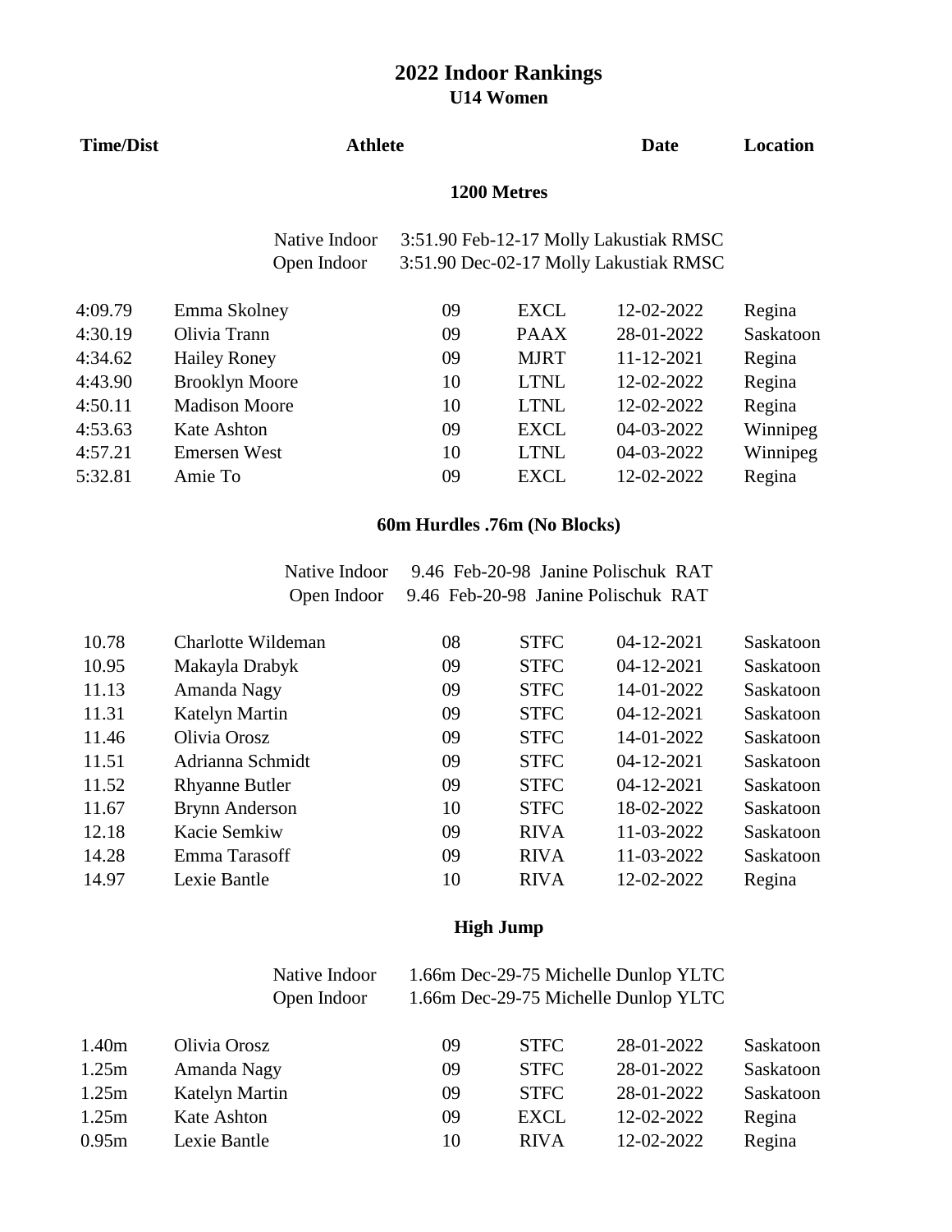# 2022 Indoor Rankings

## U14 Women

### 1200 Metres

Native Indoor 3:51.90 Feb-12-17 Molly Lakustiak RMSC
Open Indoor 3:51.90 Dec-02-17 Molly Lakustiak RMSC

| Time/Dist | Athlete | | | Date | Location |
|---|---|---|---|---|---|
| 4:09.79 | Emma Skolney | 09 | EXCL | 12-02-2022 | Regina |
| 4:30.19 | Olivia Trann | 09 | PAAX | 28-01-2022 | Saskatoon |
| 4:34.62 | Hailey Roney | 09 | MJRT | 11-12-2021 | Regina |
| 4:43.90 | Brooklyn Moore | 10 | LTNL | 12-02-2022 | Regina |
| 4:50.11 | Madison Moore | 10 | LTNL | 12-02-2022 | Regina |
| 4:53.63 | Kate Ashton | 09 | EXCL | 04-03-2022 | Winnipeg |
| 4:57.21 | Emersen West | 10 | LTNL | 04-03-2022 | Winnipeg |
| 5:32.81 | Amie To | 09 | EXCL | 12-02-2022 | Regina |

### 60m Hurdles .76m (No Blocks)

Native Indoor 9.46 Feb-20-98 Janine Polischuk RAT
Open Indoor 9.46 Feb-20-98 Janine Polischuk RAT

| Time/Dist | Athlete | | | Date | Location |
|---|---|---|---|---|---|
| 10.78 | Charlotte Wildeman | 08 | STFC | 04-12-2021 | Saskatoon |
| 10.95 | Makayla Drabyk | 09 | STFC | 04-12-2021 | Saskatoon |
| 11.13 | Amanda Nagy | 09 | STFC | 14-01-2022 | Saskatoon |
| 11.31 | Katelyn Martin | 09 | STFC | 04-12-2021 | Saskatoon |
| 11.46 | Olivia Orosz | 09 | STFC | 14-01-2022 | Saskatoon |
| 11.51 | Adrianna Schmidt | 09 | STFC | 04-12-2021 | Saskatoon |
| 11.52 | Rhyanne Butler | 09 | STFC | 04-12-2021 | Saskatoon |
| 11.67 | Brynn Anderson | 10 | STFC | 18-02-2022 | Saskatoon |
| 12.18 | Kacie Semkiw | 09 | RIVA | 11-03-2022 | Saskatoon |
| 14.28 | Emma Tarasoff | 09 | RIVA | 11-03-2022 | Saskatoon |
| 14.97 | Lexie Bantle | 10 | RIVA | 12-02-2022 | Regina |

### High Jump

Native Indoor 1.66m Dec-29-75 Michelle Dunlop YLTC
Open Indoor 1.66m Dec-29-75 Michelle Dunlop YLTC

| Time/Dist | Athlete | | | Date | Location |
|---|---|---|---|---|---|
| 1.40m | Olivia Orosz | 09 | STFC | 28-01-2022 | Saskatoon |
| 1.25m | Amanda Nagy | 09 | STFC | 28-01-2022 | Saskatoon |
| 1.25m | Katelyn Martin | 09 | STFC | 28-01-2022 | Saskatoon |
| 1.25m | Kate Ashton | 09 | EXCL | 12-02-2022 | Regina |
| 0.95m | Lexie Bantle | 10 | RIVA | 12-02-2022 | Regina |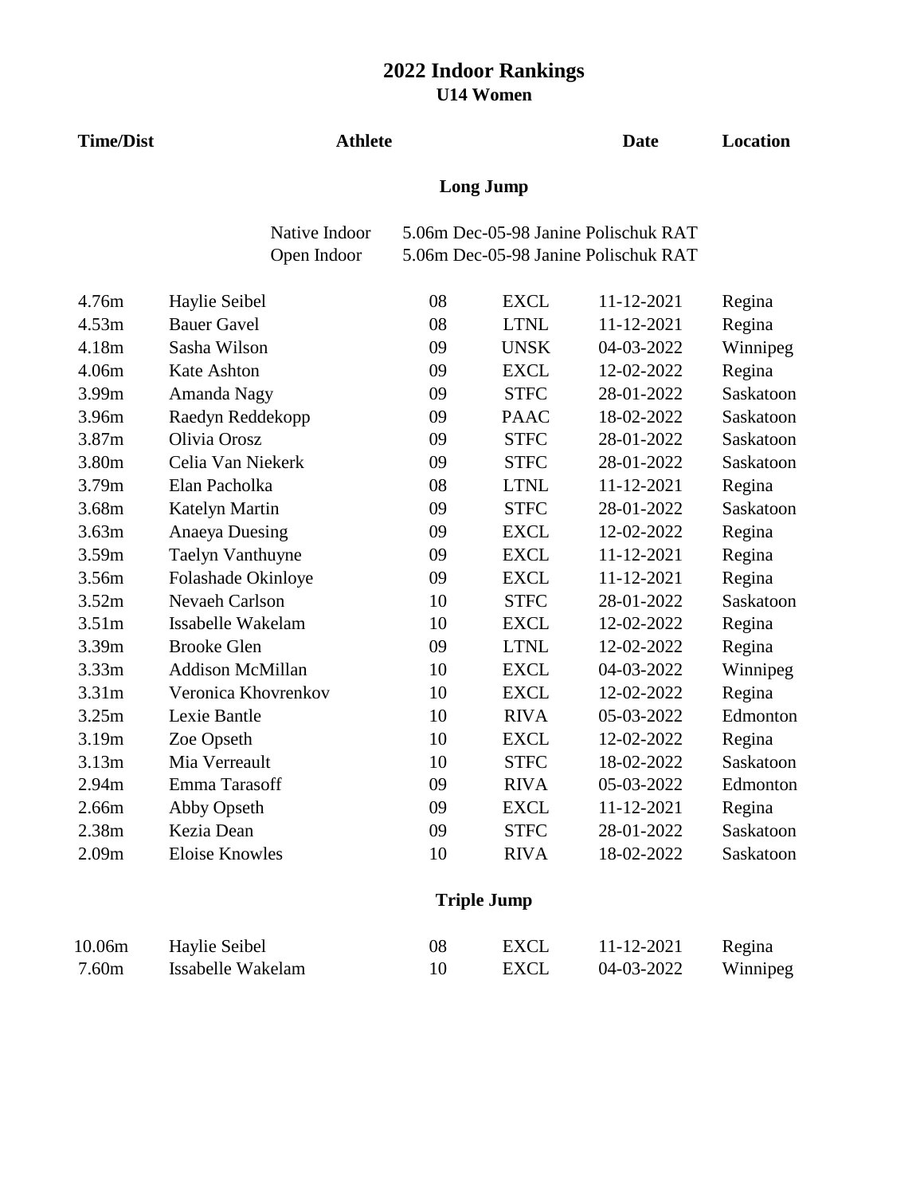# 2022 Indoor Rankings

## U14 Women

### Long Jump

Native Indoor 5.06m Dec-05-98 Janine Polischuk RAT
Open Indoor 5.06m Dec-05-98 Janine Polischuk RAT

| Time/Dist | Athlete | | | Date | Location |
|---|---|---|---|---|---|
| 4.76m | Haylie Seibel | 08 | EXCL | 11-12-2021 | Regina |
| 4.53m | Bauer Gavel | 08 | LTNL | 11-12-2021 | Regina |
| 4.18m | Sasha Wilson | 09 | UNSK | 04-03-2022 | Winnipeg |
| 4.06m | Kate Ashton | 09 | EXCL | 12-02-2022 | Regina |
| 3.99m | Amanda Nagy | 09 | STFC | 28-01-2022 | Saskatoon |
| 3.96m | Raedyn Reddekopp | 09 | PAAC | 18-02-2022 | Saskatoon |
| 3.87m | Olivia Orosz | 09 | STFC | 28-01-2022 | Saskatoon |
| 3.80m | Celia Van Niekerk | 09 | STFC | 28-01-2022 | Saskatoon |
| 3.79m | Elan Pacholka | 08 | LTNL | 11-12-2021 | Regina |
| 3.68m | Katelyn Martin | 09 | STFC | 28-01-2022 | Saskatoon |
| 3.63m | Anaeya Duesing | 09 | EXCL | 12-02-2022 | Regina |
| 3.59m | Taelyn Vanthuyne | 09 | EXCL | 11-12-2021 | Regina |
| 3.56m | Folashade Okinloye | 09 | EXCL | 11-12-2021 | Regina |
| 3.52m | Nevaeh Carlson | 10 | STFC | 28-01-2022 | Saskatoon |
| 3.51m | Issabelle Wakelam | 10 | EXCL | 12-02-2022 | Regina |
| 3.39m | Brooke Glen | 09 | LTNL | 12-02-2022 | Regina |
| 3.33m | Addison McMillan | 10 | EXCL | 04-03-2022 | Winnipeg |
| 3.31m | Veronica Khovrenkov | 10 | EXCL | 12-02-2022 | Regina |
| 3.25m | Lexie Bantle | 10 | RIVA | 05-03-2022 | Edmonton |
| 3.19m | Zoe Opseth | 10 | EXCL | 12-02-2022 | Regina |
| 3.13m | Mia Verreault | 10 | STFC | 18-02-2022 | Saskatoon |
| 2.94m | Emma Tarasoff | 09 | RIVA | 05-03-2022 | Edmonton |
| 2.66m | Abby Opseth | 09 | EXCL | 11-12-2021 | Regina |
| 2.38m | Kezia Dean | 09 | STFC | 28-01-2022 | Saskatoon |
| 2.09m | Eloise Knowles | 10 | RIVA | 18-02-2022 | Saskatoon |

### Triple Jump

| Time/Dist | Athlete | | | Date | Location |
|---|---|---|---|---|---|
| 10.06m | Haylie Seibel | 08 | EXCL | 11-12-2021 | Regina |
| 7.60m | Issabelle Wakelam | 10 | EXCL | 04-03-2022 | Winnipeg |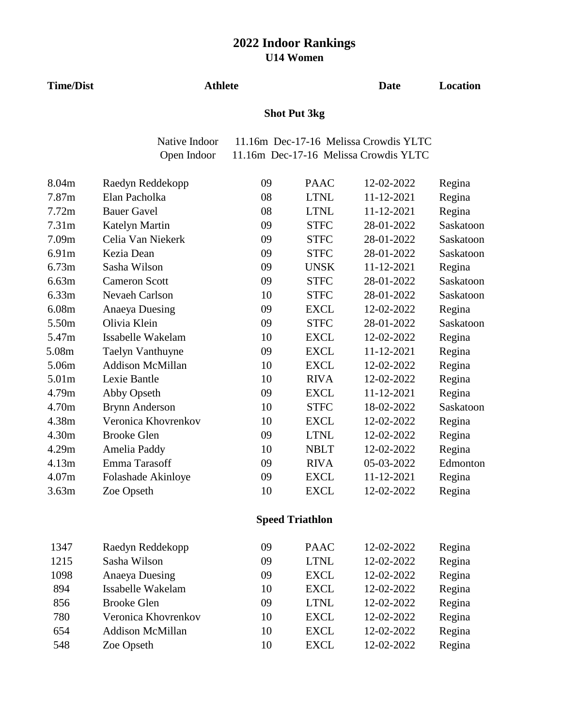# 2022 Indoor Rankings

## U14 Women

| Time/Dist | Athlete | | | Date | Location |
|---|---|---|---|---|---|

### Shot Put 3kg

Native Indoor 11.16m Dec-17-16 Melissa Crowdis YLTC
Open Indoor 11.16m Dec-17-16 Melissa Crowdis YLTC

| Time/Dist | Athlete | | | Date | Location |
|---|---|---|---|---|---|
| 8.04m | Raedyn Reddekopp | 09 | PAAC | 12-02-2022 | Regina |
| 7.87m | Elan Pacholka | 08 | LTNL | 11-12-2021 | Regina |
| 7.72m | Bauer Gavel | 08 | LTNL | 11-12-2021 | Regina |
| 7.31m | Katelyn Martin | 09 | STFC | 28-01-2022 | Saskatoon |
| 7.09m | Celia Van Niekerk | 09 | STFC | 28-01-2022 | Saskatoon |
| 6.91m | Kezia Dean | 09 | STFC | 28-01-2022 | Saskatoon |
| 6.73m | Sasha Wilson | 09 | UNSK | 11-12-2021 | Regina |
| 6.63m | Cameron Scott | 09 | STFC | 28-01-2022 | Saskatoon |
| 6.33m | Nevaeh Carlson | 10 | STFC | 28-01-2022 | Saskatoon |
| 6.08m | Anaeya Duesing | 09 | EXCL | 12-02-2022 | Regina |
| 5.50m | Olivia Klein | 09 | STFC | 28-01-2022 | Saskatoon |
| 5.47m | Issabelle Wakelam | 10 | EXCL | 12-02-2022 | Regina |
| 5.08m | Taelyn Vanthuyne | 09 | EXCL | 11-12-2021 | Regina |
| 5.06m | Addison McMillan | 10 | EXCL | 12-02-2022 | Regina |
| 5.01m | Lexie Bantle | 10 | RIVA | 12-02-2022 | Regina |
| 4.79m | Abby Opseth | 09 | EXCL | 11-12-2021 | Regina |
| 4.70m | Brynn Anderson | 10 | STFC | 18-02-2022 | Saskatoon |
| 4.38m | Veronica Khovrenkov | 10 | EXCL | 12-02-2022 | Regina |
| 4.30m | Brooke Glen | 09 | LTNL | 12-02-2022 | Regina |
| 4.29m | Amelia Paddy | 10 | NBLT | 12-02-2022 | Regina |
| 4.13m | Emma Tarasoff | 09 | RIVA | 05-03-2022 | Edmonton |
| 4.07m | Folashade Akinloye | 09 | EXCL | 11-12-2021 | Regina |
| 3.63m | Zoe Opseth | 10 | EXCL | 12-02-2022 | Regina |

### Speed Triathlon

| Time/Dist | Athlete | | | Date | Location |
|---|---|---|---|---|---|
| 1347 | Raedyn Reddekopp | 09 | PAAC | 12-02-2022 | Regina |
| 1215 | Sasha Wilson | 09 | LTNL | 12-02-2022 | Regina |
| 1098 | Anaeya Duesing | 09 | EXCL | 12-02-2022 | Regina |
| 894 | Issabelle Wakelam | 10 | EXCL | 12-02-2022 | Regina |
| 856 | Brooke Glen | 09 | LTNL | 12-02-2022 | Regina |
| 780 | Veronica Khovrenkov | 10 | EXCL | 12-02-2022 | Regina |
| 654 | Addison McMillan | 10 | EXCL | 12-02-2022 | Regina |
| 548 | Zoe Opseth | 10 | EXCL | 12-02-2022 | Regina |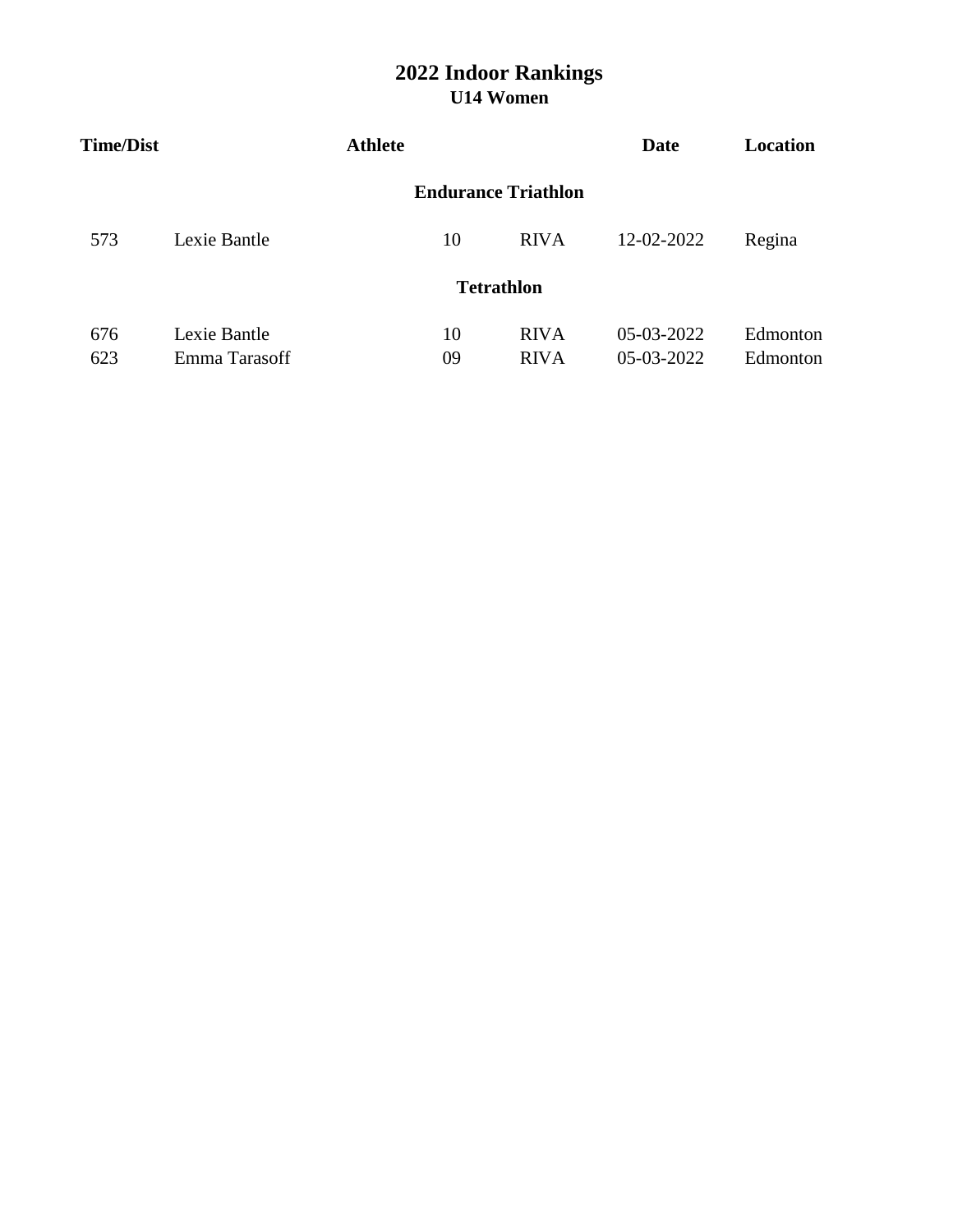# 2022 Indoor Rankings

## U14 Women

| Time/Dist | Athlete | | | Date | Location |
|---|---|---|---|---|---|
| | **Endurance Triathlon** | | | | |
| 573 | Lexie Bantle | 10 | RIVA | 12-02-2022 | Regina |
| | **Tetrathlon** | | | | |
| 676 | Lexie Bantle | 10 | RIVA | 05-03-2022 | Edmonton |
| 623 | Emma Tarasoff | 09 | RIVA | 05-03-2022 | Edmonton |